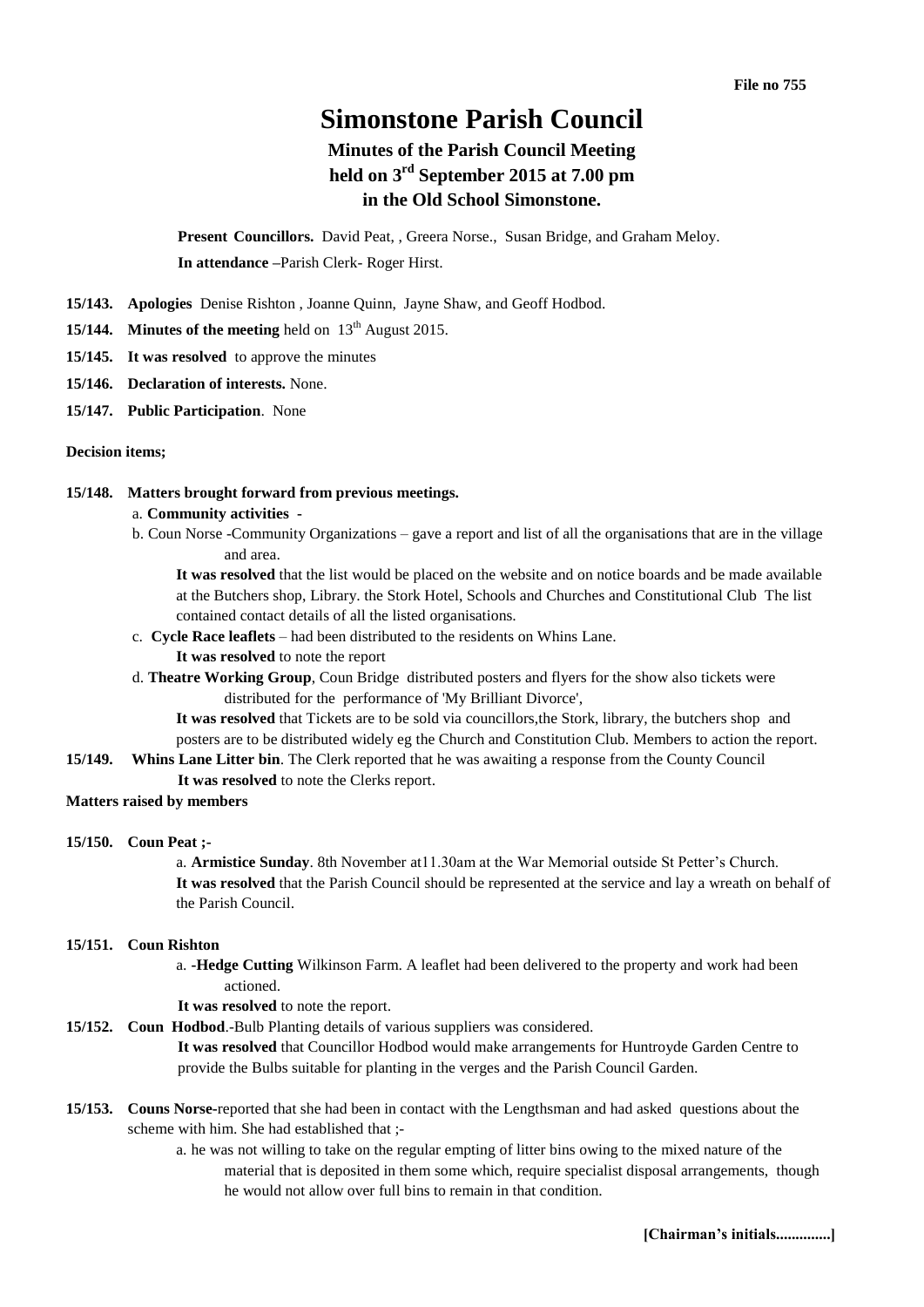**File no 755**

# Simonstone Parish Council

## Minutes of the Parish Council Meeting held on 3rd September 2015 at 7.00 pm in the Old School Simonstone.

**Present Councillors.** David Peat, , Greera Norse., Susan Bridge, and Graham Meloy.

**In attendance** –Parish Clerk- Roger Hirst.

**15/143. Apologies** Denise Rishton , Joanne Quinn, Jayne Shaw, and Geoff Hodbod.

**15/144. Minutes of the meeting** held on 13th August 2015.

**15/145. It was resolved** to approve the minutes

**15/146. Declaration of interests.** None.

**15/147. Public Participation**. None

**Decision items;**

**15/148. Matters brought forward from previous meetings.**

a. **Community activities** -

b. Coun Norse -Community Organizations – gave a report and list of all the organisations that are in the village and area.

**It was resolved** that the list would be placed on the website and on notice boards and be made available at the Butchers shop, Library. the Stork Hotel, Schools and Churches and Constitutional Club The list contained contact details of all the listed organisations.

c. **Cycle Race leaflets** – had been distributed to the residents on Whins Lane.

**It was resolved** to note the report

d. **Theatre Working Group**, Coun Bridge distributed posters and flyers for the show also tickets were distributed for the performance of 'My Brilliant Divorce',

**It was resolved** that Tickets are to be sold via councillors,the Stork, library, the butchers shop and posters are to be distributed widely eg the Church and Constitution Club. Members to action the report.

**15/149. Whins Lane Litter bin**. The Clerk reported that he was awaiting a response from the County Council

**It was resolved** to note the Clerks report.

**Matters raised by members**

**15/150. Coun Peat ;-**

a. **Armistice Sunday**. 8th November at11.30am at the War Memorial outside St Petter's Church.

**It was resolved** that the Parish Council should be represented at the service and lay a wreath on behalf of the Parish Council.

**15/151. Coun Rishton**

a. -**Hedge Cutting** Wilkinson Farm. A leaflet had been delivered to the property and work had been actioned.

**It was resolved** to note the report.

**15/152. Coun Hodbod**.-Bulb Planting details of various suppliers was considered.

**It was resolved** that Councillor Hodbod would make arrangements for Huntroyde Garden Centre to provide the Bulbs suitable for planting in the verges and the Parish Council Garden.

**15/153. Couns Norse-**reported that she had been in contact with the Lengthsman and had asked questions about the scheme with him. She had established that ;-

a. he was not willing to take on the regular empting of litter bins owing to the mixed nature of the material that is deposited in them some which, require specialist disposal arrangements, though he would not allow over full bins to remain in that condition.

**[Chairman's initials.............]**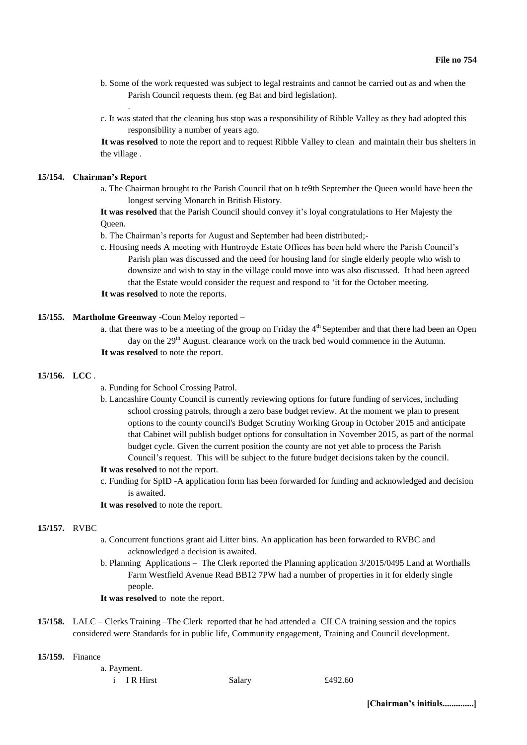b. Some of the work requested was subject to legal restraints and cannot be carried out as and when the Parish Council requests them. (eg Bat and bird legislation).

.

c. It was stated that the cleaning bus stop was a responsibility of Ribble Valley as they had adopted this responsibility a number of years ago.

**It was resolved** to note the report and to request Ribble Valley to clean and maintain their bus shelters in the village .

**15/154. Chairman's Report**

a. The Chairman brought to the Parish Council that on h te9th September the Queen would have been the longest serving Monarch in British History.

**It was resolved** that the Parish Council should convey it's loyal congratulations to Her Majesty the Queen.

b. The Chairman's reports for August and September had been distributed;-

c. Housing needs A meeting with Huntroyde Estate Offices has been held where the Parish Council's Parish plan was discussed and the need for housing land for single elderly people who wish to downsize and wish to stay in the village could move into was also discussed. It had been agreed that the Estate would consider the request and respond to 'it for the October meeting.

**It was resolved** to note the reports.

**15/155. Martholme Greenway** -Coun Meloy reported –

a. that there was to be a meeting of the group on Friday the 4th September and that there had been an Open day on the 29th August. clearance work on the track bed would commence in the Autumn.

**It was resolved** to note the report.

**15/156. LCC** .

a. Funding for School Crossing Patrol.

b. Lancashire County Council is currently reviewing options for future funding of services, including school crossing patrols, through a zero base budget review. At the moment we plan to present options to the county council's Budget Scrutiny Working Group in October 2015 and anticipate that Cabinet will publish budget options for consultation in November 2015, as part of the normal budget cycle. Given the current position the county are not yet able to process the Parish Council's request. This will be subject to the future budget decisions taken by the council.

**It was resolved** to not the report.

c. Funding for SpID -A application form has been forwarded for funding and acknowledged and decision is awaited.

**It was resolved** to note the report.

**15/157.** RVBC

a. Concurrent functions grant aid Litter bins. An application has been forwarded to RVBC and acknowledged a decision is awaited.

b. Planning Applications – The Clerk reported the Planning application 3/2015/0495 Land at Worthalls Farm Westfield Avenue Read BB12 7PW had a number of properties in it for elderly single people.

**It was resolved** to note the report.

**15/158.** LALC – Clerks Training –The Clerk reported that he had attended a CILCA training session and the topics considered were Standards for in public life, Community engagement, Training and Council development.

**15/159.** Finance

a. Payment.

| | | | |
|---|---|---|---|
| i | I R Hirst | Salary | £492.60 |

**[Chairman's initials..............]**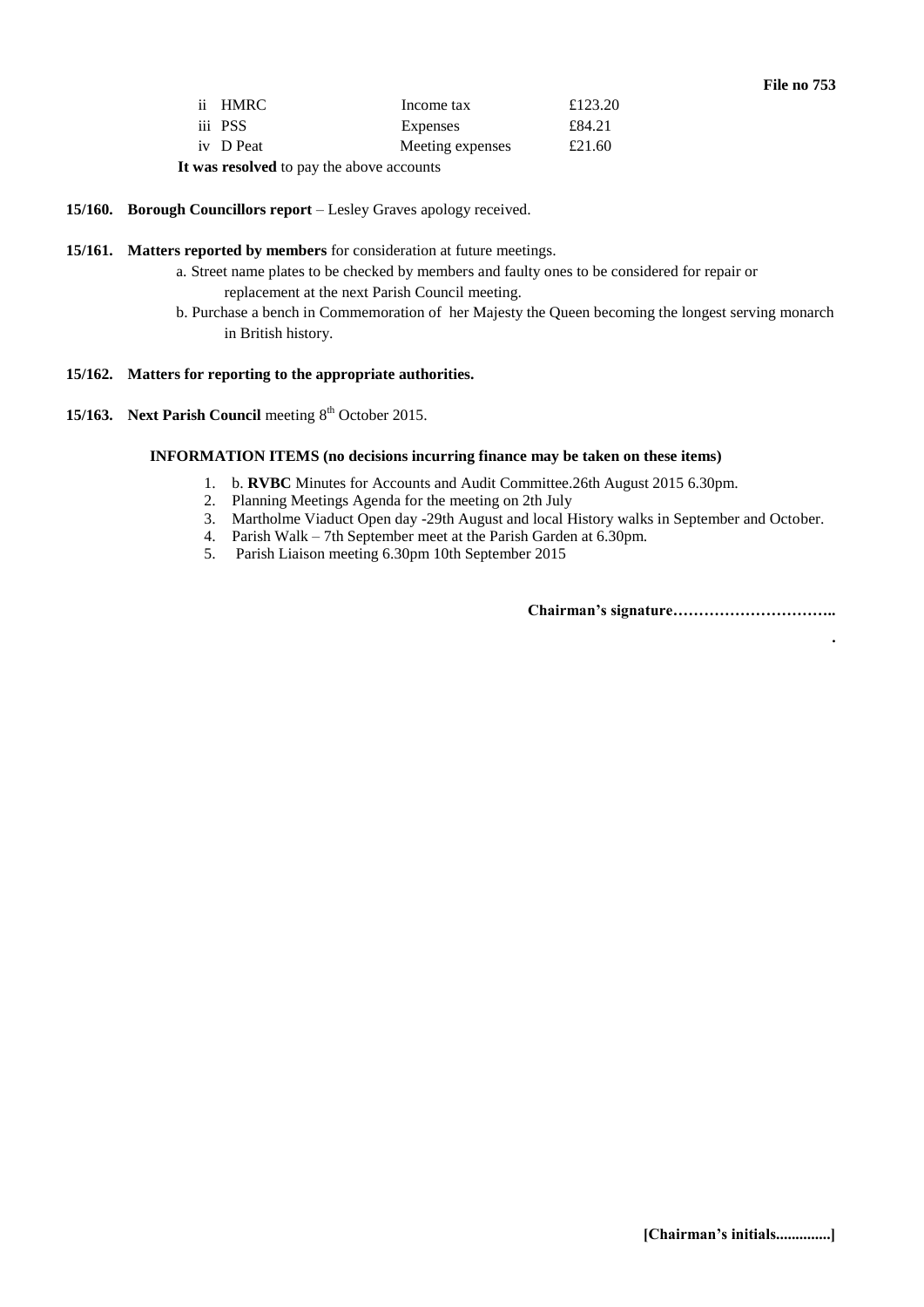**File no 753**

| | | |
|---|---|---|
| ii HMRC | Income tax | £123.20 |
| iii PSS | Expenses | £84.21 |
| iv D Peat | Meeting expenses | £21.60 |

**It was resolved** to pay the above accounts

**15/160. Borough Councillors report** – Lesley Graves apology received.

**15/161. Matters reported by members** for consideration at future meetings.

a. Street name plates to be checked by members and faulty ones to be considered for repair or replacement at the next Parish Council meeting.

b. Purchase a bench in Commemoration of her Majesty the Queen becoming the longest serving monarch in British history.

**15/162. Matters for reporting to the appropriate authorities.**

**15/163. Next Parish Council** meeting 8th October 2015.

**INFORMATION ITEMS (no decisions incurring finance may be taken on these items)**

1. b. **RVBC** Minutes for Accounts and Audit Committee.26th August 2015 6.30pm.
2. Planning Meetings Agenda for the meeting on 2th July
3. Martholme Viaduct Open day -29th August and local History walks in September and October.
4. Parish Walk – 7th September meet at the Parish Garden at 6.30pm.
5. Parish Liaison meeting 6.30pm 10th September 2015

**Chairman's signature…………………………..**

**.**

**[Chairman's initials..............]**